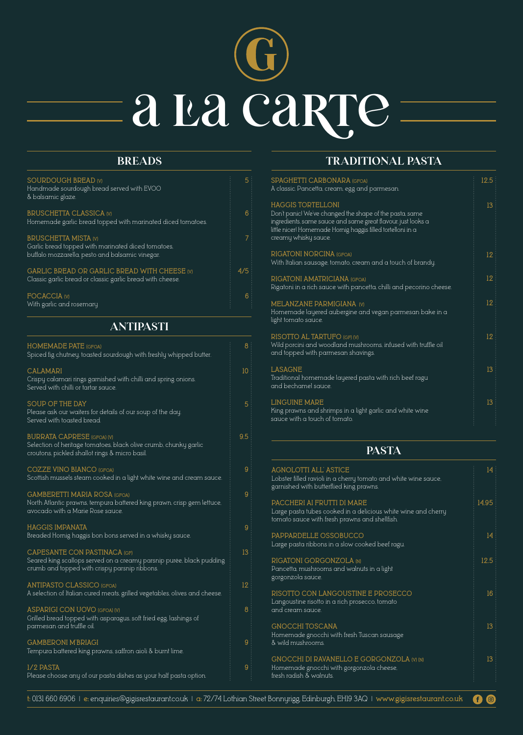G

# a la carte

## BREADS

**SOURDOUGH BREAD** (V) — 5
Handmade sourdough bread served with EVOO & balsamic glaze.

**BRUSCHETTA CLASSICA** (V) — 6
Homemade garlic bread topped with marinated diced tomatoes.

**BRUSCHETTA MISTA** (V) — 7
Garlic bread topped with marinated diced tomatoes, buffalo mozzarella, pesto and balsamic vinegar.

**GARLIC BREAD OR GARLIC BREAD WITH CHEESE** (V) — 4/5
Classic garlic bread or classic garlic bread with cheese.

**FOCACCIA** (V) — 6
With garlic and rosemary

## ANTIPASTI

**HOMEMADE PATE** (GFOA) — 8
Spiced fig chutney, toasted sourdough with freshly whipped butter.

**CALAMARI** — 10
Crispy calamari rings garnished with chilli and spring onions. Served with chilli or tartar sauce.

**SOUP OF THE DAY** — 5
Please ask our waiters for details of our soup of the day. Served with toasted bread.

**BURRATA CAPRESE** (GFOA) (V) — 9.5
Selection of heritage tomatoes, black olive crumb, chunky garlic croutons, pickled shallot rings & micro basil.

**COZZE VINO BIANCO** (GFOA) — 9
Scottish mussels steam cooked in a light white wine and cream sauce.

**GAMBERETTI MARIA ROSA** (GFOA) — 9
North Atlantic prawns, tempura battered king prawn, crisp gem lettuce, avocado with a Marie Rose sauce.

**HAGGIS IMPANATA** — 9
Breaded Hornig haggis bon bons served in a whisky sauce.

**CAPESANTE CON PASTINACA** (GF) — 13
Seared king scallops served on a creamy parsnip purée, black pudding crumb and topped with crispy parsnip ribbons.

**ANTIPASTO CLASSICO** (GFOA) — 12
A selection of Italian cured meats, grilled vegetables, olives and cheese.

**ASPARIGI CON UOVO** (GFOA) (V) — 8
Grilled bread topped with asparagus, soft fried egg, lashings of parmesan and truffle oil.

**GAMBERONI M'BRIAGI** — 9
Tempura battered king prawns, saffron aioli & burnt lime.

**1/2 PASTA** — 9
Please choose any of our pasta dishes as your half pasta option.

## TRADITIONAL PASTA

**SPAGHETTI CARBONARA** (GFOA) — 12.5
A classic. Pancetta, cream, egg and parmesan.

**HAGGIS TORTELLONI** — 13
Don't panic! We've changed the shape of the pasta, same ingredients, same sauce and same great flavour, just looks a little nicer! Homemade Hornig haggis filled tortelloni in a creamy whisky sauce.

**RIGATONI NORCINA** (GFOA) — 12
With Italian sausage, tomato, cream and a touch of brandy.

**RIGATONI AMATRICIANA** (GFOA) — 12
Rigatoni in a rich sauce with pancetta, chilli and pecorino cheese.

**MELANZANE PARMIGIANA** (V) — 12
Homemade layered aubergine and vegan parmesan bake in a light tomato sauce.

**RISOTTO AL TARTUFO** (GF) (V) — 12
Wild porcini and woodland mushrooms, infused with truffle oil and topped with parmesan shavings.

**LASAGNE** — 13
Traditional homemade layered pasta with rich beef ragu and bechamel sauce.

**LINGUINE MARE** — 13
King prawns and shrimps in a light garlic and white wine sauce with a touch of tomato.

## PASTA

**AGNOLOTTI ALL' ASTICE** — 14
Lobster filled ravioli in a cherry tomato and white wine sauce, garnished with butterflied king prawns.

**PACCHERI AI FRUTTI DI MARE** — 14.95
Large pasta tubes cooked in a delicious white wine and cherry tomato sauce with fresh prawns and shellfish.

**PAPPARDELLE OSSOBUCCO** — 14
Large pasta ribbons in a slow cooked beef ragu.

**RIGATONI GORGONZOLA** (N) — 12.5
Pancetta, mushrooms and walnuts in a light gorgonzola sauce.

**RISOTTO CON LANGOUSTINE E PROSECCO** — 16
Langoustine risotto in a rich prosecco, tomato and cream sauce.

**GNOCCHI TOSCANA** — 13
Homemade gnocchi with fresh Tuscan sausage & wild mushrooms.

**GNOCCHI DI RAVANELLO E GORGONZOLA** (V) (N) — 13
Homemade gnocchi with gorgonzola cheese, fresh radish & walnuts.

t: 0131 660 6906 | e: enquiries@gigisrestaurant.co.uk | a: 72/74 Lothian Street Bonnyrigg, Edinburgh, EH19 3AQ | www.gigisrestaurant.co.uk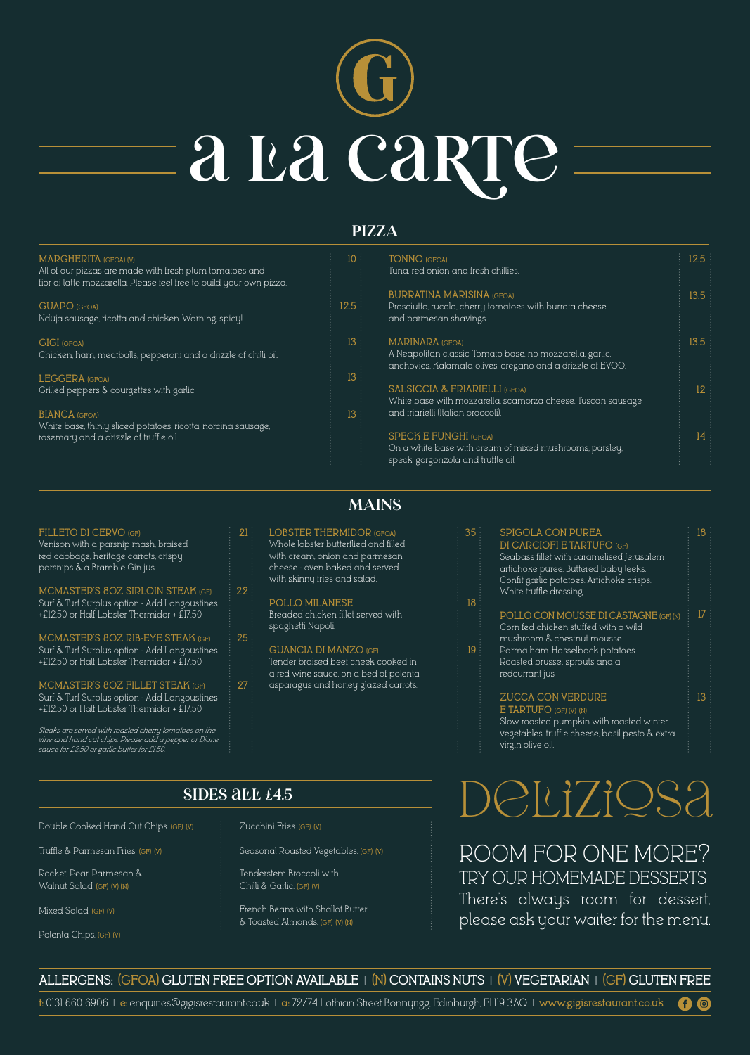# a la carte

## PIZZA

**MARGHERITA** (GFOA) (V) — 10
All of our pizzas are made with fresh plum tomatoes and fior di latte mozzarella. Please feel free to build your own pizza.

**GUAPO** (GFOA) — 12.5
Nduja sausage, ricotta and chicken. Warning, spicy!

**GIGI** (GFOA) — 13
Chicken, ham, meatballs, pepperoni and a drizzle of chilli oil.

**LEGGERA** (GFOA) — 13
Grilled peppers & courgettes with garlic.

**BIANCA** (GFOA) — 13
White base, thinly sliced potatoes, ricotta, norcina sausage, rosemary and a drizzle of truffle oil.

**TONNO** (GFOA) — 12.5
Tuna, red onion and fresh chillies.

**BURRATINA MARISINA** (GFOA) — 13.5
Prosciutto, rucola, cherry tomatoes with burrata cheese and parmesan shavings.

**MARINARA** (GFOA) — 13.5
A Neapolitan classic. Tomato base, no mozzarella, garlic, anchovies, Kalamata olives, oregano and a drizzle of EVOO.

**SALSICCIA & FRIARIELLI** (GFOA) — 12
White base with mozzarella, scamorza cheese, Tuscan sausage and friarielli (Italian broccoli).

**SPECK E FUNGHI** (GFOA) — 14
On a white base with cream of mixed mushrooms, parsley, speck, gorgonzola and truffle oil.

## MAINS

**FILLETO DI CERVO** (GF) — 21
Venison with a parsnip mash, braised red cabbage, heritage carrots, crispy parsnips & a Bramble Gin jus.

**MCMASTER'S 8OZ SIRLOIN STEAK** (GF) — 22
Surf & Turf Surplus option - Add Langoustines +£12.50 or Half Lobster Thermidor + £17.50

**MCMASTER'S 8OZ RIB-EYE STEAK** (GF) — 25
Surf & Turf Surplus option - Add Langoustines +£12.50 or Half Lobster Thermidor + £17.50

**MCMASTER'S 8OZ FILLET STEAK** (GF) — 27
Surf & Turf Surplus option - Add Langoustines +£12.50 or Half Lobster Thermidor + £17.50

*Steaks are served with roasted cherry tomatoes on the vine and hand cut chips. Please add a pepper or Diane sauce for £2.50 or garlic butter for £1.50.*

**LOBSTER THERMIDOR** (GFOA) — 35
Whole lobster butterflied and filled with cream, onion and parmesan cheese - oven baked and served with skinny fries and salad.

**POLLO MILANESE** — 18
Breaded chicken fillet served with spaghetti Napoli.

**GUANCIA DI MANZO** (GF) — 19
Tender braised beef cheek cooked in a red wine sauce, on a bed of polenta, asparagus and honey glazed carrots.

**SPIGOLA CON PUREA DI CARCIOFI E TARTUFO** (GF) — 18
Seabass fillet with caramelised Jerusalem artichoke puree. Buttered baby leeks. Confit garlic potatoes. Artichoke crisps. White truffle dressing.

**POLLO CON MOUSSE DI CASTAGNE** (GF) (N) — 17
Corn fed chicken stuffed with a wild mushroom & chestnut mousse. Parma ham. Hasselback potatoes. Roasted brussel sprouts and a redcurrant jus.

**ZUCCA CON VERDURE E TARTUFO** (GF) (V) (N) — 13
Slow roasted pumpkin with roasted winter vegetables, truffle cheese, basil pesto & extra virgin olive oil.

## SIDES ALL £4.5

- Double Cooked Hand Cut Chips. (GF) (V)
- Truffle & Parmesan Fries. (GF) (V)
- Rocket, Pear, Parmesan & Walnut Salad. (GF) (V) (N)
- Mixed Salad. (GF) (V)
- Polenta Chips. (GF) (V)
- Zucchini Fries. (GF) (V)
- Seasonal Roasted Vegetables. (GF) (V)
- Tenderstem Broccoli with Chilli & Garlic. (GF) (V)
- French Beans with Shallot Butter & Toasted Almonds. (GF) (V) (N)

## Deliziosa

ROOM FOR ONE MORE?
TRY OUR HOMEMADE DESSERTS
There's always room for dessert, please ask your waiter for the menu.

**ALLERGENS:** (GFOA) GLUTEN FREE OPTION AVAILABLE | (N) CONTAINS NUTS | (V) VEGETARIAN | (GF) GLUTEN FREE

t: 0131 660 6906 | e: enquiries@gigisrestaurant.co.uk | a: 72/74 Lothian Street Bonnyrigg, Edinburgh, EH19 3AQ | www.gigisrestaurant.co.uk